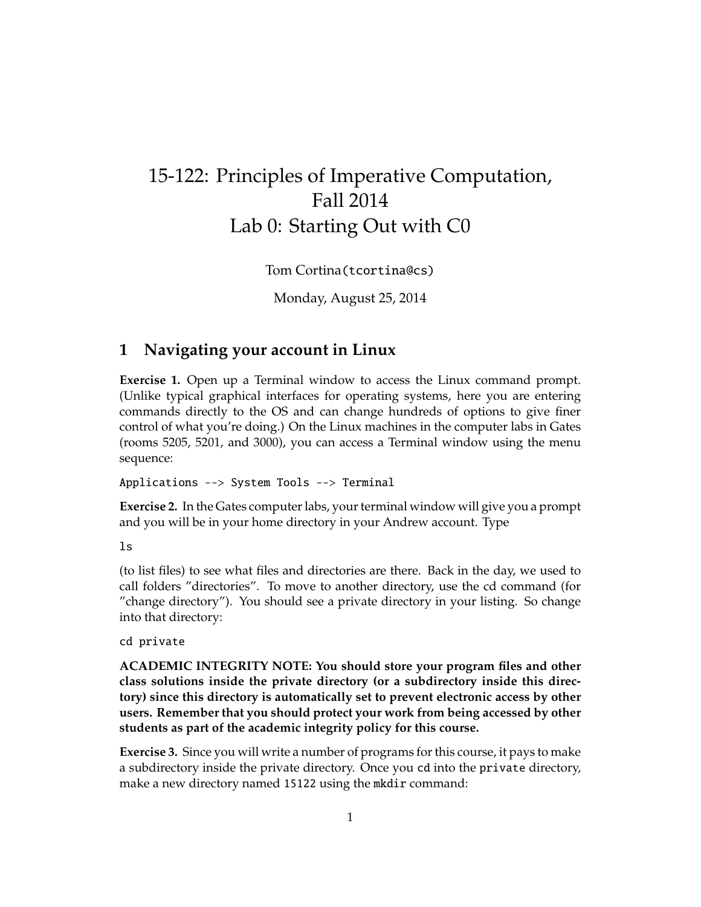# 15-122: Principles of Imperative Computation, Fall 2014
# Lab 0: Starting Out with C0

Tom Cortina(`tcortina@cs`)

Monday, August 25, 2014

## 1 Navigating your account in Linux

**Exercise 1.** Open up a Terminal window to access the Linux command prompt. (Unlike typical graphical interfaces for operating systems, here you are entering commands directly to the OS and can change hundreds of options to give finer control of what you're doing.) On the Linux machines in the computer labs in Gates (rooms 5205, 5201, and 3000), you can access a Terminal window using the menu sequence:

```
Applications --> System Tools --> Terminal
```

**Exercise 2.** In the Gates computer labs, your terminal window will give you a prompt and you will be in your home directory in your Andrew account. Type

```
ls
```

(to list files) to see what files and directories are there. Back in the day, we used to call folders "directories". To move to another directory, use the cd command (for "change directory"). You should see a private directory in your listing. So change into that directory:

```
cd private
```

**ACADEMIC INTEGRITY NOTE: You should store your program files and other class solutions inside the private directory (or a subdirectory inside this directory) since this directory is automatically set to prevent electronic access by other users. Remember that you should protect your work from being accessed by other students as part of the academic integrity policy for this course.**

**Exercise 3.** Since you will write a number of programs for this course, it pays to make a subdirectory inside the private directory. Once you `cd` into the `private` directory, make a new directory named `15122` using the `mkdir` command: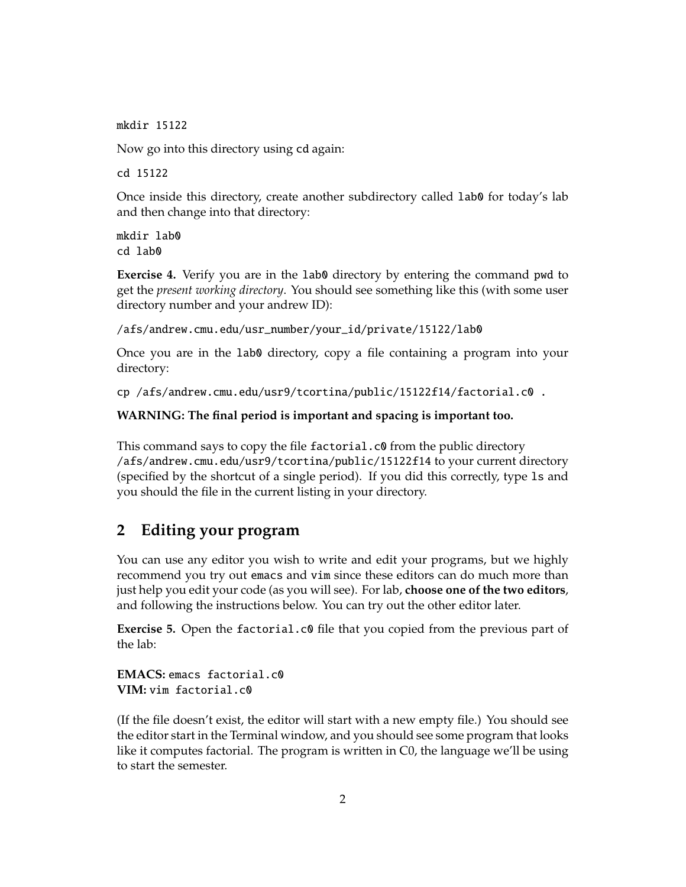```
mkdir 15122
```

Now go into this directory using `cd` again:

```
cd 15122
```

Once inside this directory, create another subdirectory called `lab0` for today's lab and then change into that directory:

```
mkdir lab0
cd lab0
```

**Exercise 4.** Verify you are in the `lab0` directory by entering the command `pwd` to get the *present working directory*. You should see something like this (with some user directory number and your andrew ID):

```
/afs/andrew.cmu.edu/usr_number/your_id/private/15122/lab0
```

Once you are in the `lab0` directory, copy a file containing a program into your directory:

```
cp /afs/andrew.cmu.edu/usr9/tcortina/public/15122f14/factorial.c0 .
```

**WARNING: The final period is important and spacing is important too.**

This command says to copy the file `factorial.c0` from the public directory `/afs/andrew.cmu.edu/usr9/tcortina/public/15122f14` to your current directory (specified by the shortcut of a single period). If you did this correctly, type `ls` and you should the file in the current listing in your directory.

## 2 Editing your program

You can use any editor you wish to write and edit your programs, but we highly recommend you try out `emacs` and `vim` since these editors can do much more than just help you edit your code (as you will see). For lab, **choose one of the two editors**, and following the instructions below. You can try out the other editor later.

**Exercise 5.** Open the `factorial.c0` file that you copied from the previous part of the lab:

**EMACS:** `emacs factorial.c0`
**VIM:** `vim factorial.c0`

(If the file doesn't exist, the editor will start with a new empty file.) You should see the editor start in the Terminal window, and you should see some program that looks like it computes factorial. The program is written in C0, the language we'll be using to start the semester.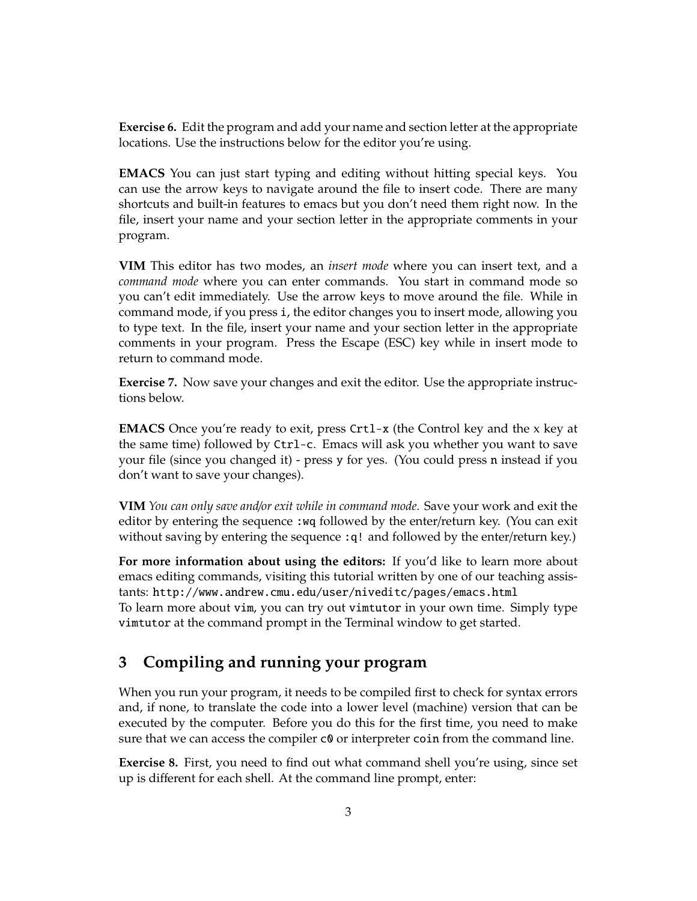**Exercise 6.** Edit the program and add your name and section letter at the appropriate locations. Use the instructions below for the editor you're using.

**EMACS** You can just start typing and editing without hitting special keys. You can use the arrow keys to navigate around the file to insert code. There are many shortcuts and built-in features to emacs but you don't need them right now. In the file, insert your name and your section letter in the appropriate comments in your program.

**VIM** This editor has two modes, an *insert mode* where you can insert text, and a *command mode* where you can enter commands. You start in command mode so you can't edit immediately. Use the arrow keys to move around the file. While in command mode, if you press `i`, the editor changes you to insert mode, allowing you to type text. In the file, insert your name and your section letter in the appropriate comments in your program. Press the Escape (ESC) key while in insert mode to return to command mode.

**Exercise 7.** Now save your changes and exit the editor. Use the appropriate instructions below.

**EMACS** Once you're ready to exit, press `Crtl-x` (the Control key and the x key at the same time) followed by `Ctrl-c`. Emacs will ask you whether you want to save your file (since you changed it) - press `y` for yes. (You could press `n` instead if you don't want to save your changes).

**VIM** *You can only save and/or exit while in command mode.* Save your work and exit the editor by entering the sequence `:wq` followed by the enter/return key. (You can exit without saving by entering the sequence `:q!` and followed by the enter/return key.)

**For more information about using the editors:** If you'd like to learn more about emacs editing commands, visiting this tutorial written by one of our teaching assistants: `http://www.andrew.cmu.edu/user/niveditc/pages/emacs.html`
To learn more about `vim`, you can try out `vimtutor` in your own time. Simply type `vimtutor` at the command prompt in the Terminal window to get started.

## 3 Compiling and running your program

When you run your program, it needs to be compiled first to check for syntax errors and, if none, to translate the code into a lower level (machine) version that can be executed by the computer. Before you do this for the first time, you need to make sure that we can access the compiler `c0` or interpreter `coin` from the command line.

**Exercise 8.** First, you need to find out what command shell you're using, since set up is different for each shell. At the command line prompt, enter: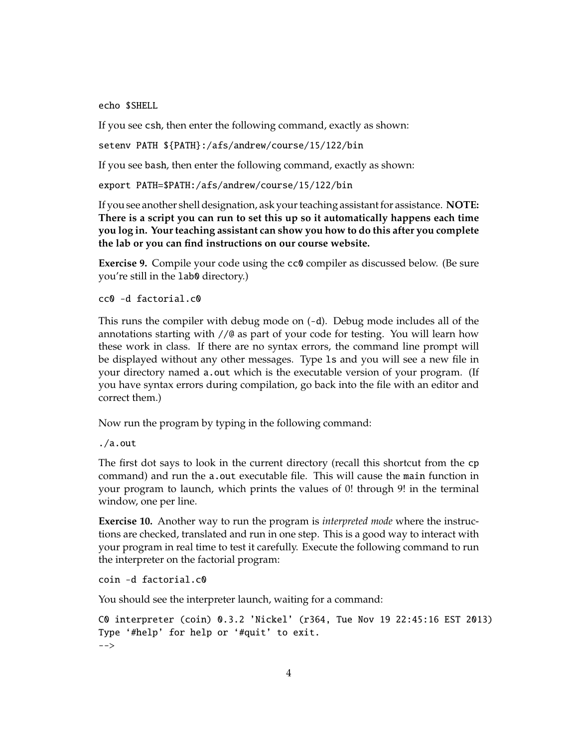```
echo $SHELL
```

If you see `csh`, then enter the following command, exactly as shown:

```
setenv PATH ${PATH}:/afs/andrew/course/15/122/bin
```

If you see `bash`, then enter the following command, exactly as shown:

```
export PATH=$PATH:/afs/andrew/course/15/122/bin
```

If you see another shell designation, ask your teaching assistant for assistance. **NOTE: There is a script you can run to set this up so it automatically happens each time you log in. Your teaching assistant can show you how to do this after you complete the lab or you can find instructions on our course website.**

**Exercise 9.** Compile your code using the `cc0` compiler as discussed below. (Be sure you're still in the `lab0` directory.)

```
cc0 -d factorial.c0
```

This runs the compiler with debug mode on (`-d`). Debug mode includes all of the annotations starting with `//@` as part of your code for testing. You will learn how these work in class. If there are no syntax errors, the command line prompt will be displayed without any other messages. Type `ls` and you will see a new file in your directory named `a.out` which is the executable version of your program. (If you have syntax errors during compilation, go back into the file with an editor and correct them.)

Now run the program by typing in the following command:

```
./a.out
```

The first dot says to look in the current directory (recall this shortcut from the `cp` command) and run the `a.out` executable file. This will cause the `main` function in your program to launch, which prints the values of 0! through 9! in the terminal window, one per line.

**Exercise 10.** Another way to run the program is *interpreted mode* where the instructions are checked, translated and run in one step. This is a good way to interact with your program in real time to test it carefully. Execute the following command to run the interpreter on the factorial program:

```
coin -d factorial.c0
```

You should see the interpreter launch, waiting for a command:

```
C0 interpreter (coin) 0.3.2 'Nickel' (r364, Tue Nov 19 22:45:16 EST 2013)
Type '#help' for help or '#quit' to exit.
-->
```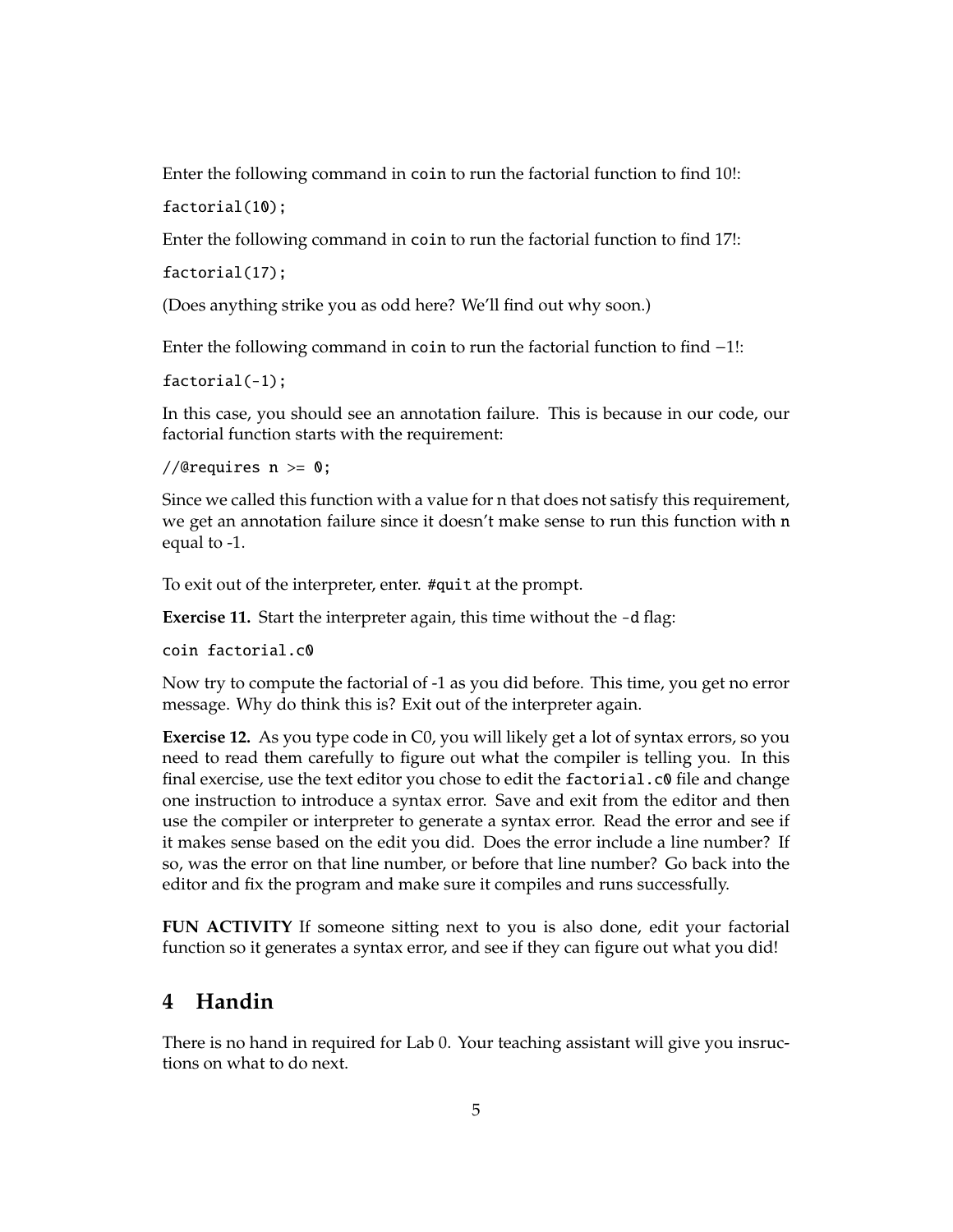Enter the following command in `coin` to run the factorial function to find 10!:

```
factorial(10);
```

Enter the following command in `coin` to run the factorial function to find 17!:

```
factorial(17);
```

(Does anything strike you as odd here? We'll find out why soon.)

Enter the following command in `coin` to run the factorial function to find −1!:

```
factorial(-1);
```

In this case, you should see an annotation failure. This is because in our code, our factorial function starts with the requirement:

```
//@requires n >= 0;
```

Since we called this function with a value for n that does not satisfy this requirement, we get an annotation failure since it doesn't make sense to run this function with `n` equal to -1.

To exit out of the interpreter, enter. `#quit` at the prompt.

**Exercise 11.** Start the interpreter again, this time without the `-d` flag:

```
coin factorial.c0
```

Now try to compute the factorial of -1 as you did before. This time, you get no error message. Why do think this is? Exit out of the interpreter again.

**Exercise 12.** As you type code in C0, you will likely get a lot of syntax errors, so you need to read them carefully to figure out what the compiler is telling you. In this final exercise, use the text editor you chose to edit the `factorial.c0` file and change one instruction to introduce a syntax error. Save and exit from the editor and then use the compiler or interpreter to generate a syntax error. Read the error and see if it makes sense based on the edit you did. Does the error include a line number? If so, was the error on that line number, or before that line number? Go back into the editor and fix the program and make sure it compiles and runs successfully.

**FUN ACTIVITY** If someone sitting next to you is also done, edit your factorial function so it generates a syntax error, and see if they can figure out what you did!

## 4 Handin

There is no hand in required for Lab 0. Your teaching assistant will give you insructions on what to do next.